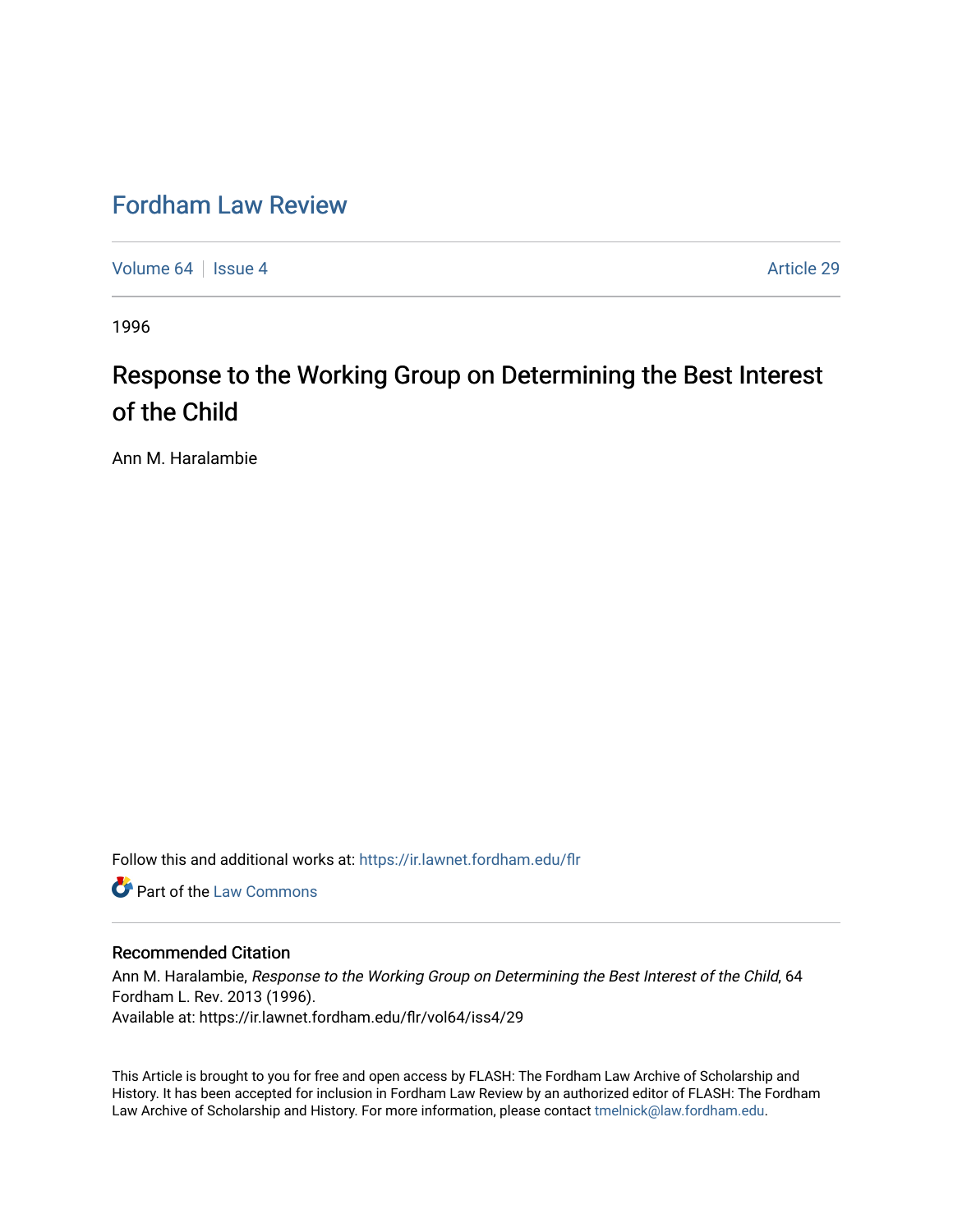# Fordham Law Review

Volume 64 | Issue 4 | Article 29

1996

## Response to the Working Group on Determining the Best Interest of the Child

Ann M. Haralambie

Follow this and additional works at: https://ir.lawnet.fordham.edu/flr

Part of the Law Commons

### Recommended Citation

Ann M. Haralambie, *Response to the Working Group on Determining the Best Interest of the Child*, 64 Fordham L. Rev. 2013 (1996).
Available at: https://ir.lawnet.fordham.edu/flr/vol64/iss4/29

This Article is brought to you for free and open access by FLASH: The Fordham Law Archive of Scholarship and History. It has been accepted for inclusion in Fordham Law Review by an authorized editor of FLASH: The Fordham Law Archive of Scholarship and History. For more information, please contact tmelnick@law.fordham.edu.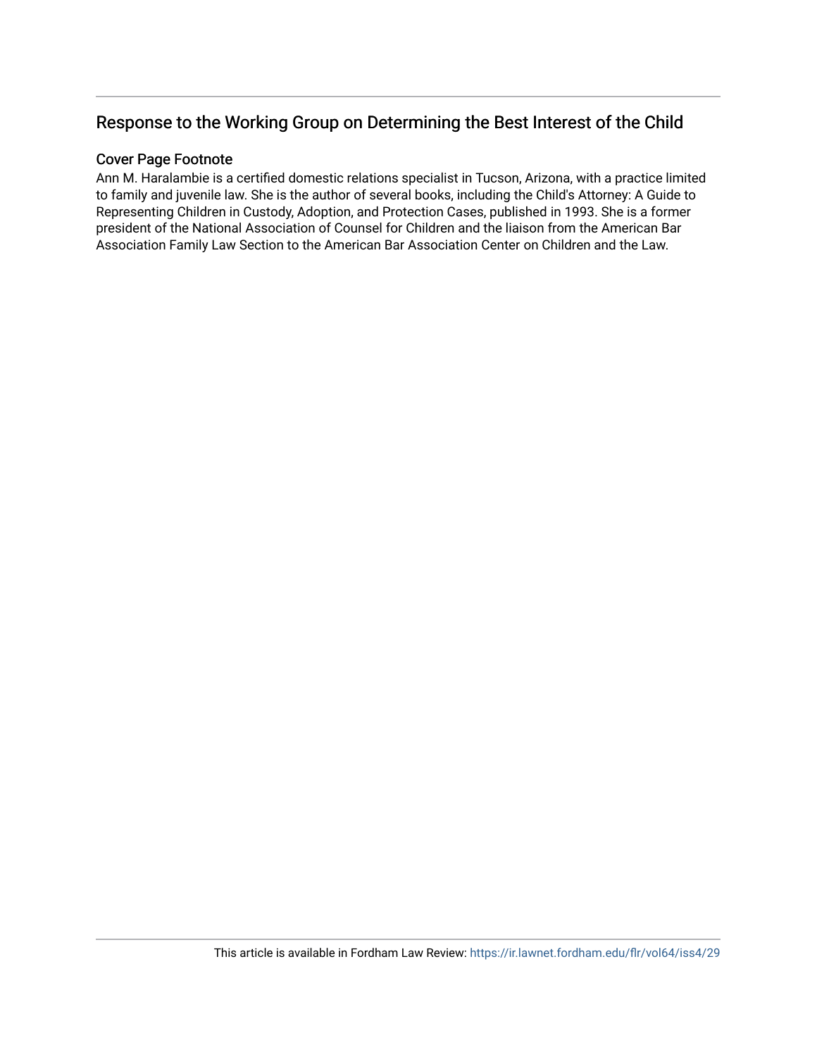## Response to the Working Group on Determining the Best Interest of the Child

### Cover Page Footnote

Ann M. Haralambie is a certified domestic relations specialist in Tucson, Arizona, with a practice limited to family and juvenile law. She is the author of several books, including the Child's Attorney: A Guide to Representing Children in Custody, Adoption, and Protection Cases, published in 1993. She is a former president of the National Association of Counsel for Children and the liaison from the American Bar Association Family Law Section to the American Bar Association Center on Children and the Law.

This article is available in Fordham Law Review: https://ir.lawnet.fordham.edu/flr/vol64/iss4/29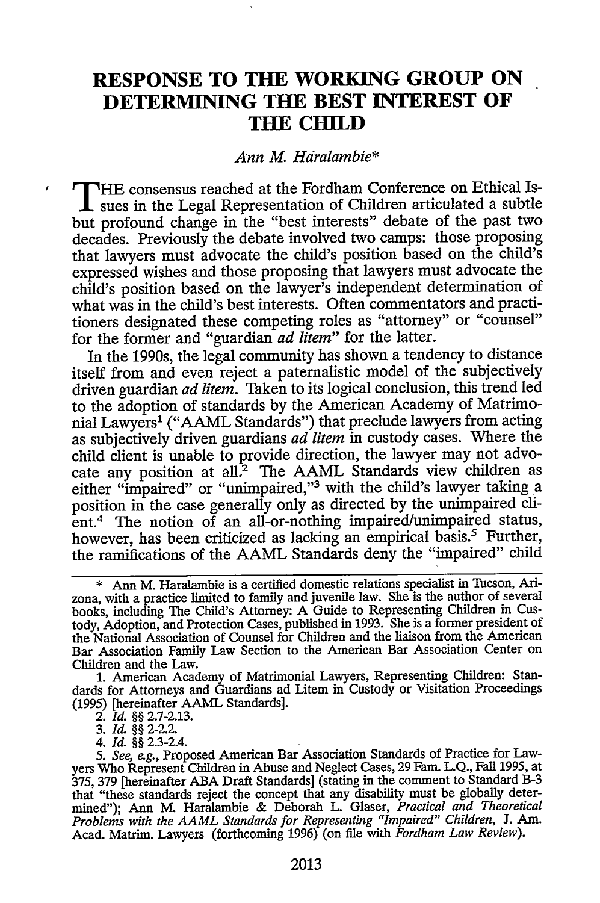# RESPONSE TO THE WORKING GROUP ON DETERMINING THE BEST INTEREST OF THE CHILD

*Ann M. Haralambie**

THE consensus reached at the Fordham Conference on Ethical Issues in the Legal Representation of Children articulated a subtle but profound change in the "best interests" debate of the past two decades. Previously the debate involved two camps: those proposing that lawyers must advocate the child's position based on the child's expressed wishes and those proposing that lawyers must advocate the child's position based on the lawyer's independent determination of what was in the child's best interests. Often commentators and practitioners designated these competing roles as "attorney" or "counsel" for the former and "guardian *ad litem*" for the latter.

In the 1990s, the legal community has shown a tendency to distance itself from and even reject a paternalistic model of the subjectively driven guardian *ad litem*. Taken to its logical conclusion, this trend led to the adoption of standards by the American Academy of Matrimonial Lawyers[1] ("AAML Standards") that preclude lawyers from acting as subjectively driven guardians *ad litem* in custody cases. Where the child client is unable to provide direction, the lawyer may not advocate any position at all.[2] The AAML Standards view children as either "impaired" or "unimpaired,"[3] with the child's lawyer taking a position in the case generally only as directed by the unimpaired client.[4] The notion of an all-or-nothing impaired/unimpaired status, however, has been criticized as lacking an empirical basis.[5] Further, the ramifications of the AAML Standards deny the "impaired" child

---

\* Ann M. Haralambie is a certified domestic relations specialist in Tucson, Arizona, with a practice limited to family and juvenile law. She is the author of several books, including The Child's Attorney: A Guide to Representing Children in Custody, Adoption, and Protection Cases, published in 1993. She is a former president of the National Association of Counsel for Children and the liaison from the American Bar Association Family Law Section to the American Bar Association Center on Children and the Law.

1. American Academy of Matrimonial Lawyers, Representing Children: Standards for Attorneys and Guardians ad Litem in Custody or Visitation Proceedings (1995) [hereinafter AAML Standards].

2. *Id.* §§ 2.7-2.13.

3. *Id.* §§ 2-2.2.

4. *Id.* §§ 2.3-2.4.

5. *See, e.g.*, Proposed American Bar Association Standards of Practice for Lawyers Who Represent Children in Abuse and Neglect Cases, 29 Fam. L.Q., Fall 1995, at 375, 379 [hereinafter ABA Draft Standards] (stating in the comment to Standard B-3 that "these standards reject the concept that any disability must be globally determined"); Ann M. Haralambie & Deborah L. Glaser, *Practical and Theoretical Problems with the AAML Standards for Representing "Impaired" Children*, J. Am. Acad. Matrim. Lawyers (forthcoming 1996) (on file with *Fordham Law Review*).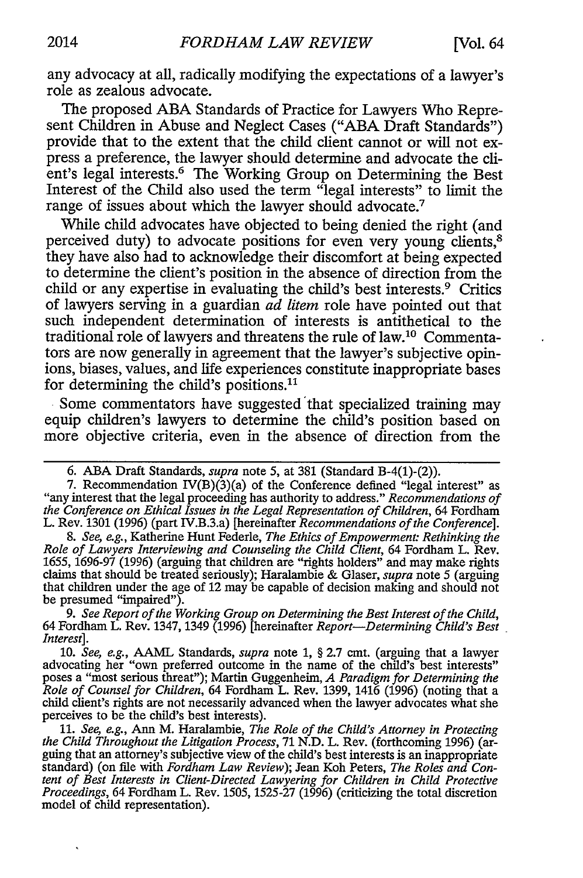any advocacy at all, radically modifying the expectations of a lawyer's role as zealous advocate.

The proposed ABA Standards of Practice for Lawyers Who Represent Children in Abuse and Neglect Cases ("ABA Draft Standards") provide that to the extent that the child client cannot or will not express a preference, the lawyer should determine and advocate the client's legal interests.[6] The Working Group on Determining the Best Interest of the Child also used the term "legal interests" to limit the range of issues about which the lawyer should advocate.[7]

While child advocates have objected to being denied the right (and perceived duty) to advocate positions for even very young clients,[8] they have also had to acknowledge their discomfort at being expected to determine the client's position in the absence of direction from the child or any expertise in evaluating the child's best interests.[9] Critics of lawyers serving in a guardian *ad litem* role have pointed out that such independent determination of interests is antithetical to the traditional role of lawyers and threatens the rule of law.[10] Commentators are now generally in agreement that the lawyer's subjective opinions, biases, values, and life experiences constitute inappropriate bases for determining the child's positions.[11]

Some commentators have suggested that specialized training may equip children's lawyers to determine the child's position based on more objective criteria, even in the absence of direction from the

---

6. ABA Draft Standards, *supra* note 5, at 381 (Standard B-4(1)-(2)).

7. Recommendation IV(B)(3)(a) of the Conference defined "legal interest" as "any interest that the legal proceeding has authority to address." *Recommendations of the Conference on Ethical Issues in the Legal Representation of Children*, 64 Fordham L. Rev. 1301 (1996) (part IV.B.3.a) [hereinafter *Recommendations of the Conference*].

8. *See, e.g.*, Katherine Hunt Federle, *The Ethics of Empowerment: Rethinking the Role of Lawyers Interviewing and Counseling the Child Client*, 64 Fordham L. Rev. 1655, 1696-97 (1996) (arguing that children are "rights holders" and may make rights claims that should be treated seriously); Haralambie & Glaser, *supra* note 5 (arguing that children under the age of 12 may be capable of decision making and should not be presumed "impaired").

9. *See Report of the Working Group on Determining the Best Interest of the Child*, 64 Fordham L. Rev. 1347, 1349 (1996) [hereinafter *Report—Determining Child's Best Interest*].

10. *See, e.g.*, AAML Standards, *supra* note 1, § 2.7 cmt. (arguing that a lawyer advocating her "own preferred outcome in the name of the child's best interests" poses a "most serious threat"); Martin Guggenheim, *A Paradigm for Determining the Role of Counsel for Children*, 64 Fordham L. Rev. 1399, 1416 (1996) (noting that a child client's rights are not necessarily advanced when the lawyer advocates what she perceives to be the child's best interests).

11. *See, e.g.*, Ann M. Haralambie, *The Role of the Child's Attorney in Protecting the Child Throughout the Litigation Process*, 71 N.D. L. Rev. (forthcoming 1996) (arguing that an attorney's subjective view of the child's best interests is an inappropriate standard) (on file with *Fordham Law Review*); Jean Koh Peters, *The Roles and Content of Best Interests in Client-Directed Lawyering for Children in Child Protective Proceedings*, 64 Fordham L. Rev. 1505, 1525-27 (1996) (criticizing the total discretion model of child representation).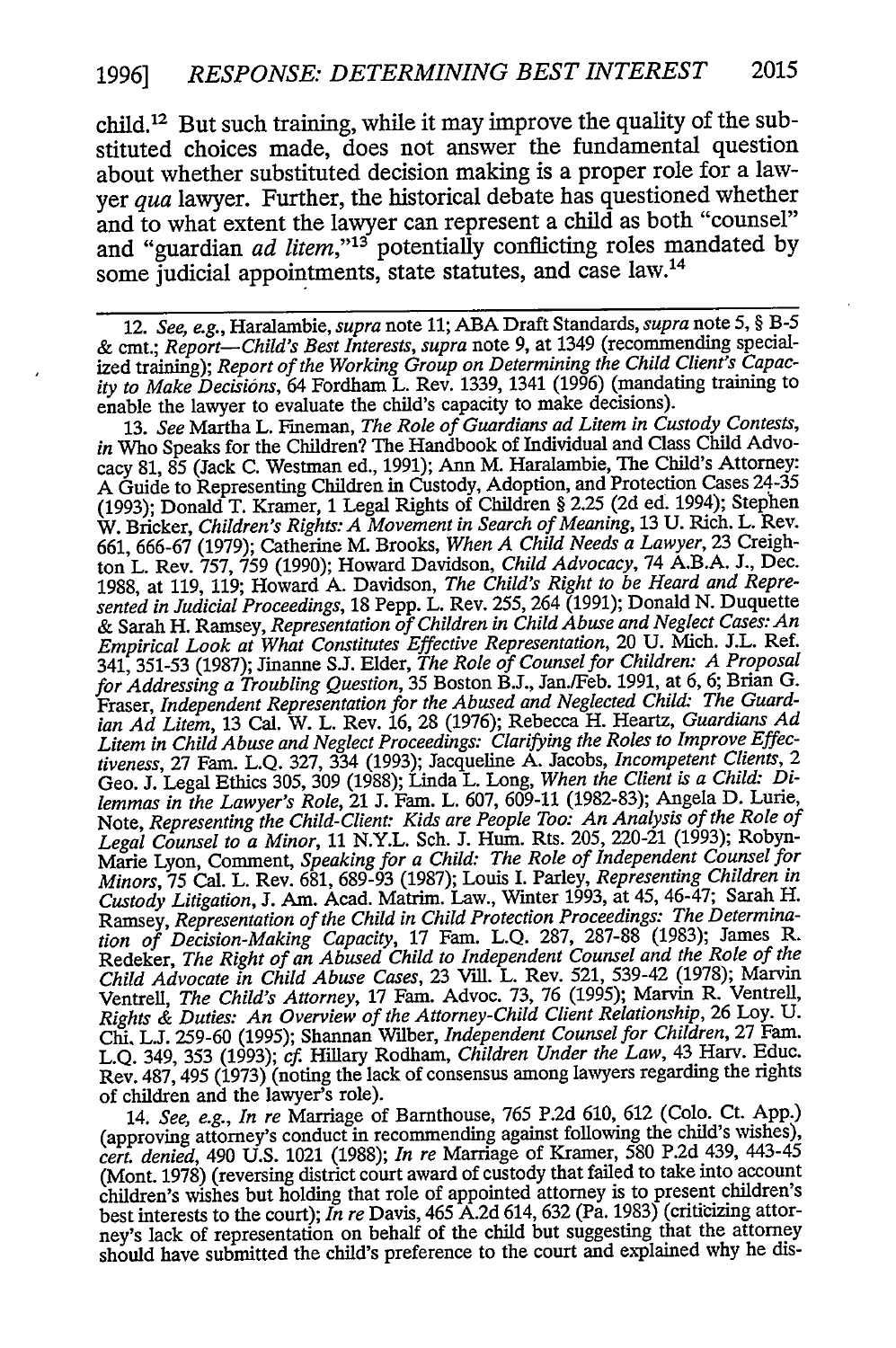child.[12] But such training, while it may improve the quality of the substituted choices made, does not answer the fundamental question about whether substituted decision making is a proper role for a lawyer *qua* lawyer. Further, the historical debate has questioned whether and to what extent the lawyer can represent a child as both "counsel" and "guardian *ad litem*,"[13] potentially conflicting roles mandated by some judicial appointments, state statutes, and case law.[14]

---

12. *See, e.g.*, Haralambie, *supra* note 11; ABA Draft Standards, *supra* note 5, § B-5 & cmt.; *Report—Child's Best Interests*, *supra* note 9, at 1349 (recommending specialized training); *Report of the Working Group on Determining the Child Client's Capacity to Make Decisions*, 64 Fordham L. Rev. 1339, 1341 (1996) (mandating training to enable the lawyer to evaluate the child's capacity to make decisions).

13. *See* Martha L. Fineman, *The Role of Guardians ad Litem in Custody Contests*, *in* Who Speaks for the Children? The Handbook of Individual and Class Child Advocacy 81, 85 (Jack C. Westman ed., 1991); Ann M. Haralambie, The Child's Attorney: A Guide to Representing Children in Custody, Adoption, and Protection Cases 24-35 (1993); Donald T. Kramer, 1 Legal Rights of Children § 2.25 (2d ed. 1994); Stephen W. Bricker, *Children's Rights: A Movement in Search of Meaning*, 13 U. Rich. L. Rev. 661, 666-67 (1979); Catherine M. Brooks, *When A Child Needs a Lawyer*, 23 Creighton L. Rev. 757, 759 (1990); Howard Davidson, *Child Advocacy*, 74 A.B.A. J., Dec. 1988, at 119, 119; Howard A. Davidson, *The Child's Right to be Heard and Represented in Judicial Proceedings*, 18 Pepp. L. Rev. 255, 264 (1991); Donald N. Duquette & Sarah H. Ramsey, *Representation of Children in Child Abuse and Neglect Cases: An Empirical Look at What Constitutes Effective Representation*, 20 U. Mich. J.L. Ref. 341, 351-53 (1987); Jinanne S.J. Elder, *The Role of Counsel for Children: A Proposal for Addressing a Troubling Question*, 35 Boston B.J., Jan./Feb. 1991, at 6, 6; Brian G. Fraser, *Independent Representation for the Abused and Neglected Child: The Guardian Ad Litem*, 13 Cal. W. L. Rev. 16, 28 (1976); Rebecca H. Heartz, *Guardians Ad Litem in Child Abuse and Neglect Proceedings: Clarifying the Roles to Improve Effectiveness*, 27 Fam. L.Q. 327, 334 (1993); Jacqueline A. Jacobs, *Incompetent Clients*, 2 Geo. J. Legal Ethics 305, 309 (1988); Linda L. Long, *When the Client is a Child: Dilemmas in the Lawyer's Role*, 21 J. Fam. L. 607, 609-11 (1982-83); Angela D. Lurie, Note, *Representing the Child-Client: Kids are People Too: An Analysis of the Role of Legal Counsel to a Minor*, 11 N.Y.L. Sch. J. Hum. Rts. 205, 220-21 (1993); Robyn-Marie Lyon, Comment, *Speaking for a Child: The Role of Independent Counsel for Minors*, 75 Cal. L. Rev. 681, 689-93 (1987); Louis I. Parley, *Representing Children in Custody Litigation*, J. Am. Acad. Matrim. Law., Winter 1993, at 45, 46-47; Sarah H. Ramsey, *Representation of the Child in Child Protection Proceedings: The Determination of Decision-Making Capacity*, 17 Fam. L.Q. 287, 287-88 (1983); James R. Redeker, *The Right of an Abused Child to Independent Counsel and the Role of the Child Advocate in Child Abuse Cases*, 23 Vill. L. Rev. 521, 539-42 (1978); Marvin Ventrell, *The Child's Attorney*, 17 Fam. Advoc. 73, 76 (1995); Marvin R. Ventrell, *Rights & Duties: An Overview of the Attorney-Child Client Relationship*, 26 Loy. U. Chi. L.J. 259-60 (1995); Shannan Wilber, *Independent Counsel for Children*, 27 Fam. L.Q. 349, 353 (1993); *cf.* Hillary Rodham, *Children Under the Law*, 43 Harv. Educ. Rev. 487, 495 (1973) (noting the lack of consensus among lawyers regarding the rights of children and the lawyer's role).

14. *See, e.g.*, *In re* Marriage of Barnthouse, 765 P.2d 610, 612 (Colo. Ct. App.) (approving attorney's conduct in recommending against following the child's wishes), *cert. denied*, 490 U.S. 1021 (1988); *In re* Marriage of Kramer, 580 P.2d 439, 443-45 (Mont. 1978) (reversing district court award of custody that failed to take into account children's wishes but holding that role of appointed attorney is to present children's best interests to the court); *In re* Davis, 465 A.2d 614, 632 (Pa. 1983) (criticizing attorney's lack of representation on behalf of the child but suggesting that the attorney should have submitted the child's preference to the court and explained why he dis-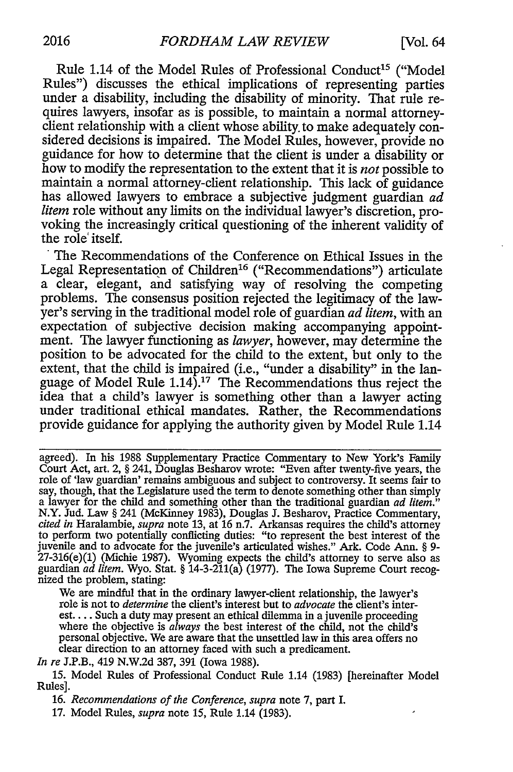Rule 1.14 of the Model Rules of Professional Conduct[15] ("Model Rules") discusses the ethical implications of representing parties under a disability, including the disability of minority. That rule requires lawyers, insofar as is possible, to maintain a normal attorney-client relationship with a client whose ability to make adequately considered decisions is impaired. The Model Rules, however, provide no guidance for how to determine that the client is under a disability or how to modify the representation to the extent that it is *not* possible to maintain a normal attorney-client relationship. This lack of guidance has allowed lawyers to embrace a subjective judgment guardian *ad litem* role without any limits on the individual lawyer's discretion, provoking the increasingly critical questioning of the inherent validity of the role itself.

The Recommendations of the Conference on Ethical Issues in the Legal Representation of Children[16] ("Recommendations") articulate a clear, elegant, and satisfying way of resolving the competing problems. The consensus position rejected the legitimacy of the lawyer's serving in the traditional model role of guardian *ad litem*, with an expectation of subjective decision making accompanying appointment. The lawyer functioning as *lawyer*, however, may determine the position to be advocated for the child to the extent, but only to the extent, that the child is impaired (i.e., "under a disability" in the language of Model Rule 1.14).[17] The Recommendations thus reject the idea that a child's lawyer is something other than a lawyer acting under traditional ethical mandates. Rather, the Recommendations provide guidance for applying the authority given by Model Rule 1.14

---

agreed). In his 1988 Supplementary Practice Commentary to New York's Family Court Act, art. 2, § 241, Douglas Besharov wrote: "Even after twenty-five years, the role of 'law guardian' remains ambiguous and subject to controversy. It seems fair to say, though, that the Legislature used the term to denote something other than simply a lawyer for the child and something other than the traditional guardian *ad litem*." N.Y. Jud. Law § 241 (McKinney 1983), Douglas J. Besharov, Practice Commentary, *cited in* Haralambie, *supra* note 13, at 16 n.7. Arkansas requires the child's attorney to perform two potentially conflicting duties: "to represent the best interest of the juvenile and to advocate for the juvenile's articulated wishes." Ark. Code Ann. § 9-27-316(e)(1) (Michie 1987). Wyoming expects the child's attorney to serve also as guardian *ad litem*. Wyo. Stat. § 14-3-211(a) (1977). The Iowa Supreme Court recognized the problem, stating:

> We are mindful that in the ordinary lawyer-client relationship, the lawyer's role is not to *determine* the client's interest but to *advocate* the client's interest.... Such a duty may present an ethical dilemma in a juvenile proceeding where the objective is *always* the best interest of the child, not the child's personal objective. We are aware that the unsettled law in this area offers no clear direction to an attorney faced with such a predicament.

*In re* J.P.B., 419 N.W.2d 387, 391 (Iowa 1988).

15. Model Rules of Professional Conduct Rule 1.14 (1983) [hereinafter Model Rules].

16. *Recommendations of the Conference*, *supra* note 7, part I.

17. Model Rules, *supra* note 15, Rule 1.14 (1983).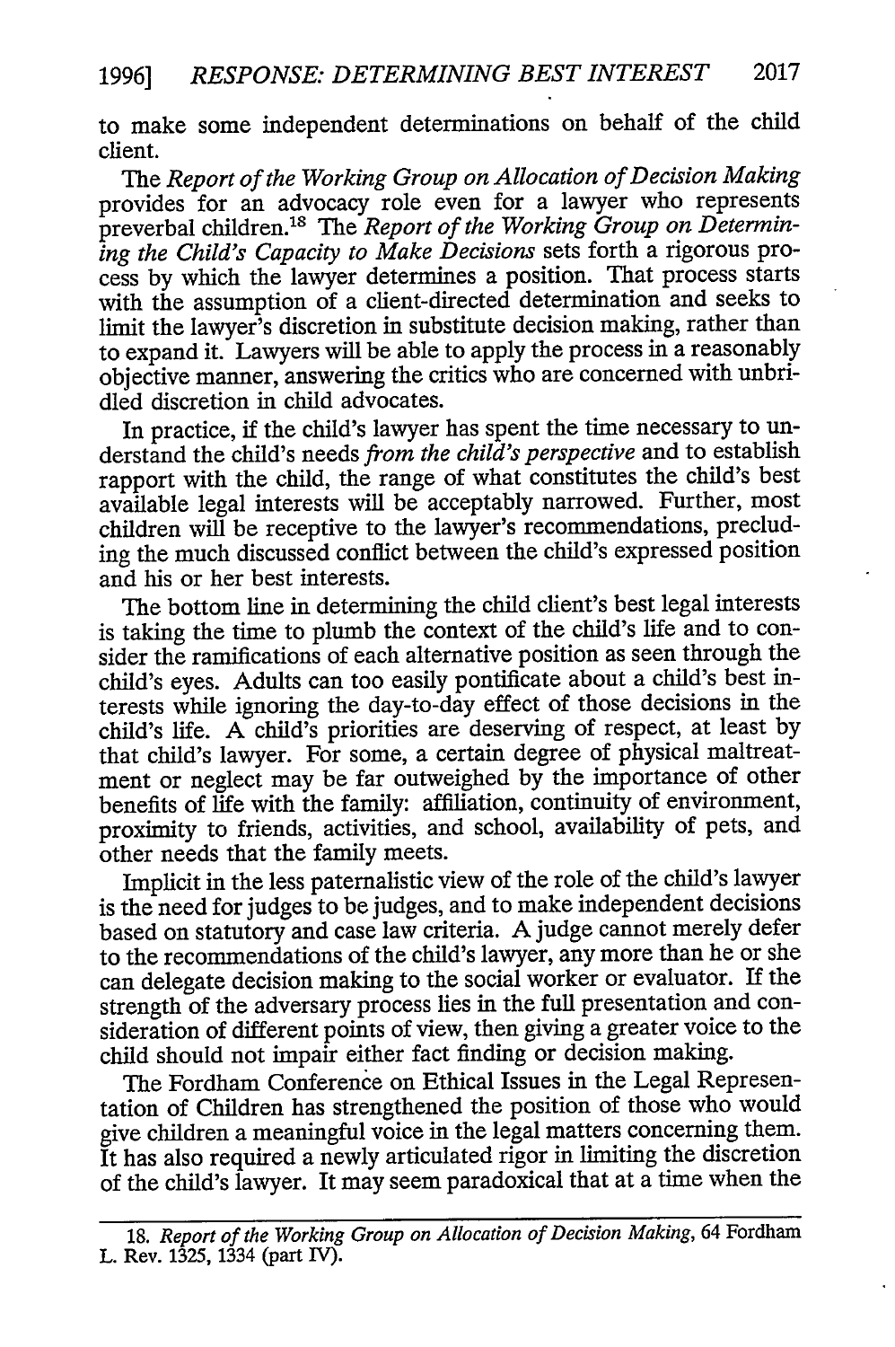to make some independent determinations on behalf of the child client.

The *Report of the Working Group on Allocation of Decision Making* provides for an advocacy role even for a lawyer who represents preverbal children.[18] The *Report of the Working Group on Determining the Child's Capacity to Make Decisions* sets forth a rigorous process by which the lawyer determines a position. That process starts with the assumption of a client-directed determination and seeks to limit the lawyer's discretion in substitute decision making, rather than to expand it. Lawyers will be able to apply the process in a reasonably objective manner, answering the critics who are concerned with unbridled discretion in child advocates.

In practice, if the child's lawyer has spent the time necessary to understand the child's needs *from the child's perspective* and to establish rapport with the child, the range of what constitutes the child's best available legal interests will be acceptably narrowed. Further, most children will be receptive to the lawyer's recommendations, precluding the much discussed conflict between the child's expressed position and his or her best interests.

The bottom line in determining the child client's best legal interests is taking the time to plumb the context of the child's life and to consider the ramifications of each alternative position as seen through the child's eyes. Adults can too easily pontificate about a child's best interests while ignoring the day-to-day effect of those decisions in the child's life. A child's priorities are deserving of respect, at least by that child's lawyer. For some, a certain degree of physical maltreatment or neglect may be far outweighed by the importance of other benefits of life with the family: affiliation, continuity of environment, proximity to friends, activities, and school, availability of pets, and other needs that the family meets.

Implicit in the less paternalistic view of the role of the child's lawyer is the need for judges to be judges, and to make independent decisions based on statutory and case law criteria. A judge cannot merely defer to the recommendations of the child's lawyer, any more than he or she can delegate decision making to the social worker or evaluator. If the strength of the adversary process lies in the full presentation and consideration of different points of view, then giving a greater voice to the child should not impair either fact finding or decision making.

The Fordham Conference on Ethical Issues in the Legal Representation of Children has strengthened the position of those who would give children a meaningful voice in the legal matters concerning them. It has also required a newly articulated rigor in limiting the discretion of the child's lawyer. It may seem paradoxical that at a time when the

---

18. *Report of the Working Group on Allocation of Decision Making*, 64 Fordham L. Rev. 1325, 1334 (part IV).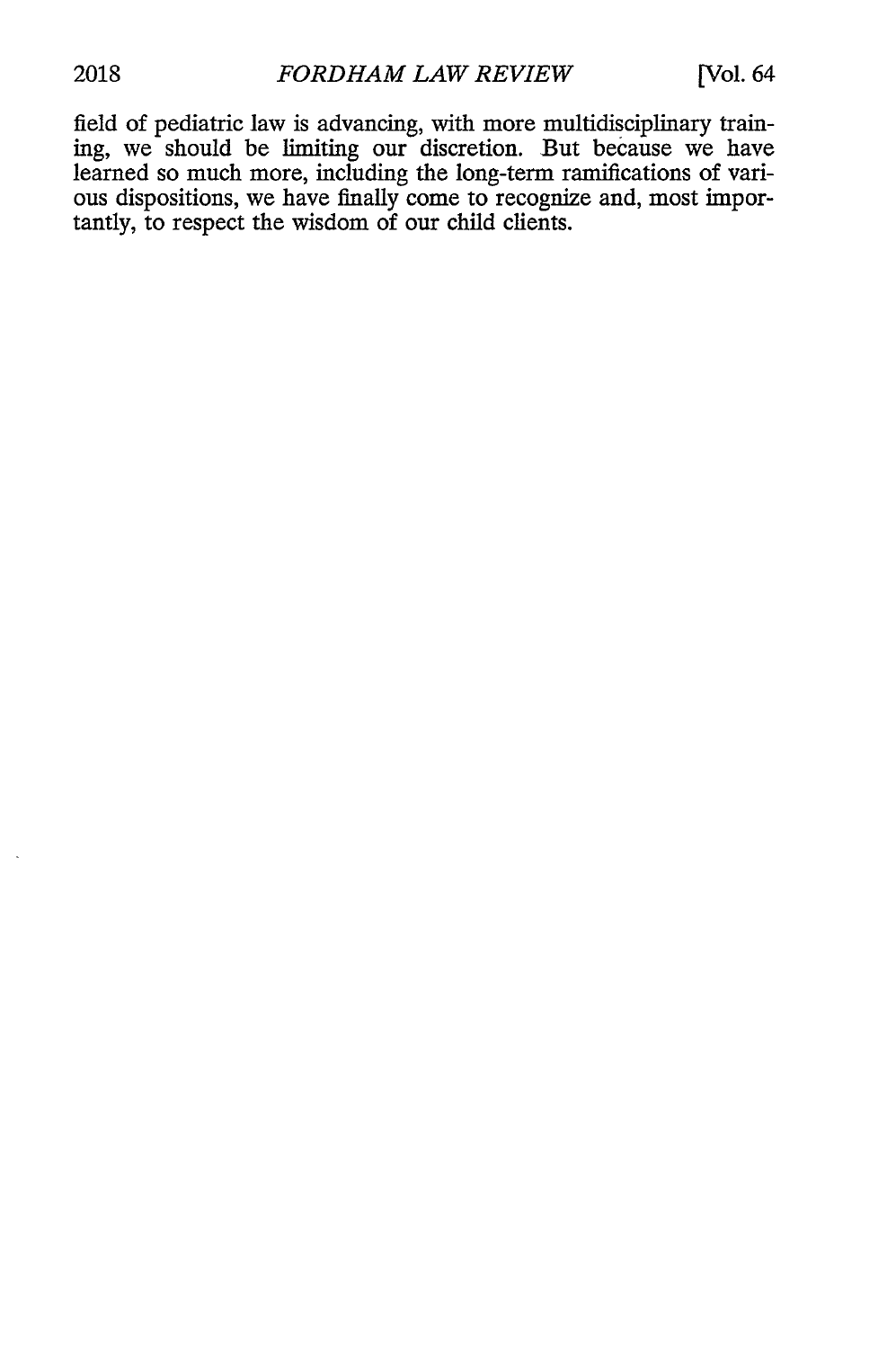field of pediatric law is advancing, with more multidisciplinary training, we should be limiting our discretion. But because we have learned so much more, including the long-term ramifications of various dispositions, we have finally come to recognize and, most importantly, to respect the wisdom of our child clients.